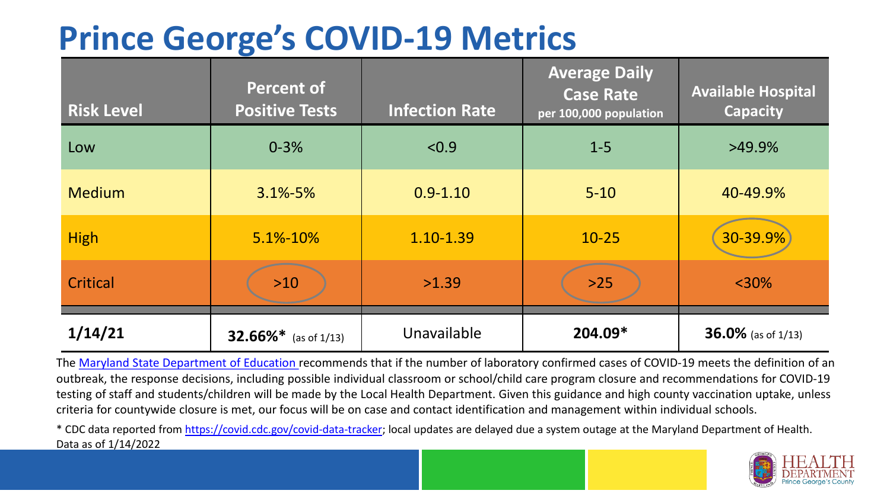# Prince George's COVID-19 Metrics

| Risk Level | Percent of Positive Tests | Infection Rate | Average Daily Case Rate per 100,000 population | Available Hospital Capacity |
|---|---|---|---|---|
| Low | 0-3% | <0.9 | 1-5 | >49.9% |
| Medium | 3.1%-5% | 0.9-1.10 | 5-10 | 40-49.9% |
| High | 5.1%-10% | 1.10-1.39 | 10-25 | 30-39.9% |
| Critical | >10 | >1.39 | >25 | <30% |
| **1/14/21** | **32.66%*** (as of 1/13) | Unavailable | **204.09*** | **36.0%** (as of 1/13) |

The Maryland State Department of Education recommends that if the number of laboratory confirmed cases of COVID-19 meets the definition of an outbreak, the response decisions, including possible individual classroom or school/child care program closure and recommendations for COVID-19 testing of staff and students/children will be made by the Local Health Department. Given this guidance and high county vaccination uptake, unless criteria for countywide closure is met, our focus will be on case and contact identification and management within individual schools.

* CDC data reported from https://covid.cdc.gov/covid-data-tracker; local updates are delayed due a system outage at the Maryland Department of Health. Data as of 1/14/2022

HEALTH DEPARTMENT Prince George's County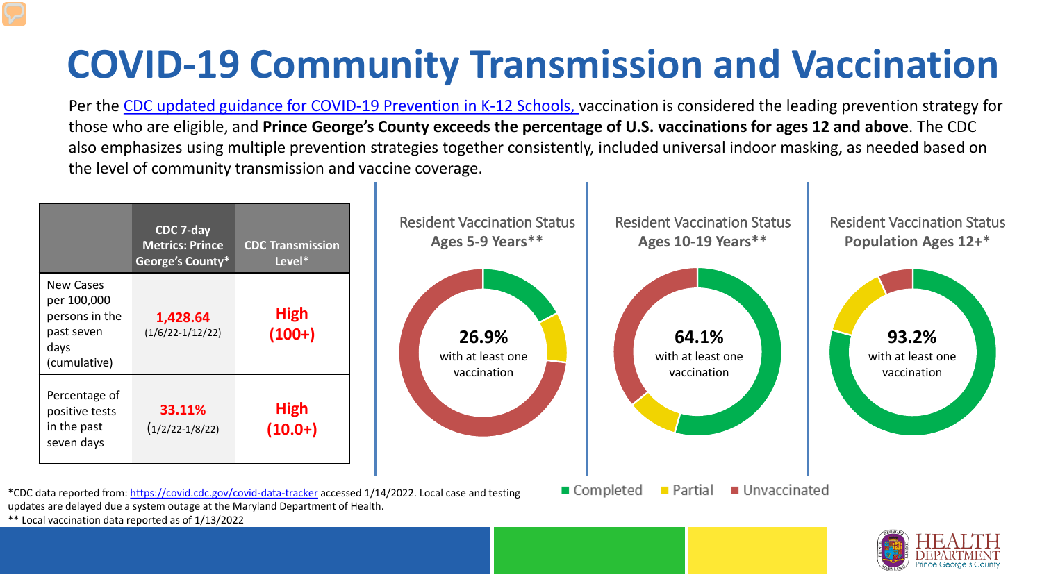# COVID-19 Community Transmission and Vaccination

Per the CDC updated guidance for COVID-19 Prevention in K-12 Schools, vaccination is considered the leading prevention strategy for those who are eligible, and **Prince George's County exceeds the percentage of U.S. vaccinations for ages 12 and above**. The CDC also emphasizes using multiple prevention strategies together consistently, included universal indoor masking, as needed based on the level of community transmission and vaccine coverage.

| | CDC 7-day Metrics: Prince George's County* | CDC Transmission Level* |
|---|---|---|
| New Cases per 100,000 persons in the past seven days (cumulative) | **1,428.64** (1/6/22-1/12/22) | **High (100+)** |
| Percentage of positive tests in the past seven days | **33.11%** (1/2/22-1/8/22) | **High (10.0+)** |

Resident Vaccination Status
**Ages 5-9 Years****

**26.9%**
with at least one vaccination

Resident Vaccination Status
**Ages 10-19 Years****

**64.1%**
with at least one vaccination

Resident Vaccination Status
**Population Ages 12+***

**93.2%**
with at least one vaccination

Completed Partial Unvaccinated

*CDC data reported from: https://covid.cdc.gov/covid-data-tracker accessed 1/14/2022. Local case and testing updates are delayed due a system outage at the Maryland Department of Health.

** Local vaccination data reported as of 1/13/2022

HEALTH DEPARTMENT
Prince George's County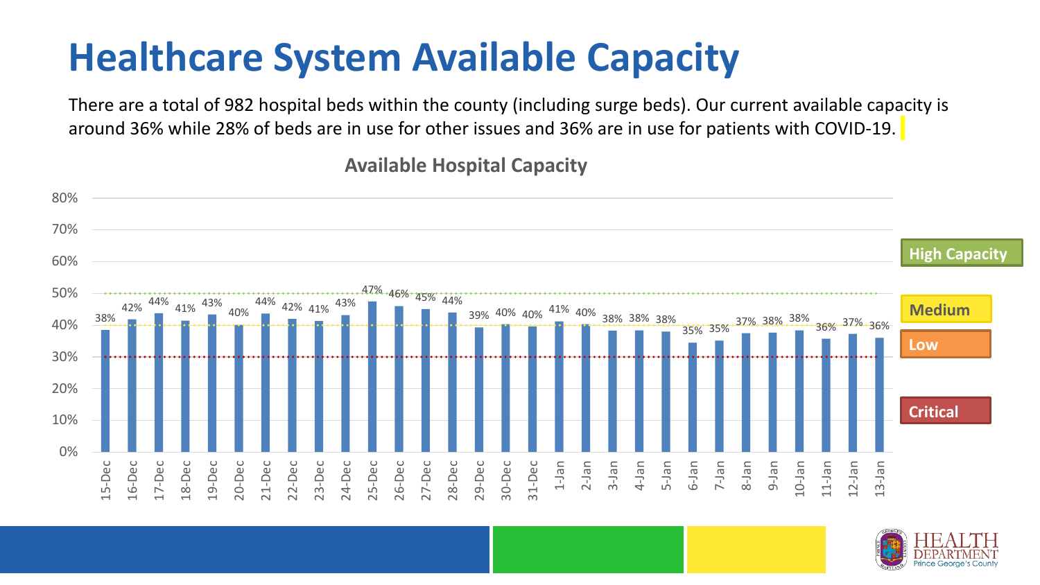# Healthcare System Available Capacity

There are a total of 982 hospital beds within the county (including surge beds). Our current available capacity is around 36% while 28% of beds are in use for other issues and 36% are in use for patients with COVID-19.

Available Hospital Capacity

80%
70%
60%
50%
40%
30%
20%
10%
0%

38% 42% 44% 41% 43% 40% 44% 42% 41% 43% 47% 46% 45% 44% 39% 40% 40% 41% 40% 38% 38% 38% 35% 35% 37% 38% 38% 36% 37% 36%

15-Dec 16-Dec 17-Dec 18-Dec 19-Dec 20-Dec 21-Dec 22-Dec 23-Dec 24-Dec 25-Dec 26-Dec 27-Dec 28-Dec 29-Dec 30-Dec 31-Dec 1-Jan 2-Jan 3-Jan 4-Jan 5-Jan 6-Jan 7-Jan 8-Jan 9-Jan 10-Jan 11-Jan 12-Jan 13-Jan

High Capacity
Medium
Low
Critical

HEALTH DEPARTMENT
Prince George's County